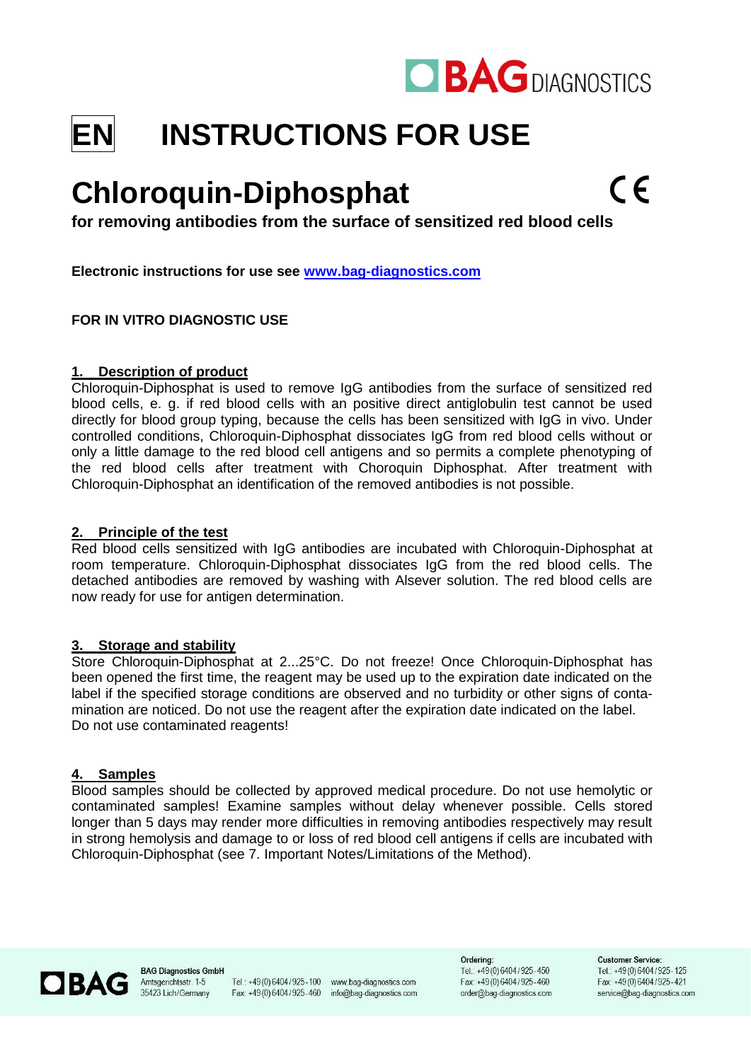# EN INSTRUCTIONS FOR USE

# Chloroquin-Diphosphat

**for removing antibodies from the surface of sensitized red blood cells**

**Electronic instructions for use see [www.bag-diagnostics.com](www.bag-diagnostics.com)**

**FOR IN VITRO DIAGNOSTIC USE**

## 1. Description of product

Chloroquin-Diphosphat is used to remove IgG antibodies from the surface of sensitized red blood cells, e. g. if red blood cells with an positive direct antiglobulin test cannot be used directly for blood group typing, because the cells has been sensitized with IgG in vivo. Under controlled conditions, Chloroquin-Diphosphat dissociates IgG from red blood cells without or only a little damage to the red blood cell antigens and so permits a complete phenotyping of the red blood cells after treatment with Choroquin Diphosphat. After treatment with Chloroquin-Diphosphat an identification of the removed antibodies is not possible.

## 2. Principle of the test

Red blood cells sensitized with IgG antibodies are incubated with Chloroquin-Diphosphat at room temperature. Chloroquin-Diphosphat dissociates IgG from the red blood cells. The detached antibodies are removed by washing with Alsever solution. The red blood cells are now ready for use for antigen determination.

## 3. Storage and stability

Store Chloroquin-Diphosphat at 2...25°C. Do not freeze! Once Chloroquin-Diphosphat has been opened the first time, the reagent may be used up to the expiration date indicated on the label if the specified storage conditions are observed and no turbidity or other signs of contamination are noticed. Do not use the reagent after the expiration date indicated on the label.
Do not use contaminated reagents!

## 4. Samples

Blood samples should be collected by approved medical procedure. Do not use hemolytic or contaminated samples! Examine samples without delay whenever possible. Cells stored longer than 5 days may render more difficulties in removing antibodies respectively may result in strong hemolysis and damage to or loss of red blood cell antigens if cells are incubated with Chloroquin-Diphosphat (see 7. Important Notes/Limitations of the Method).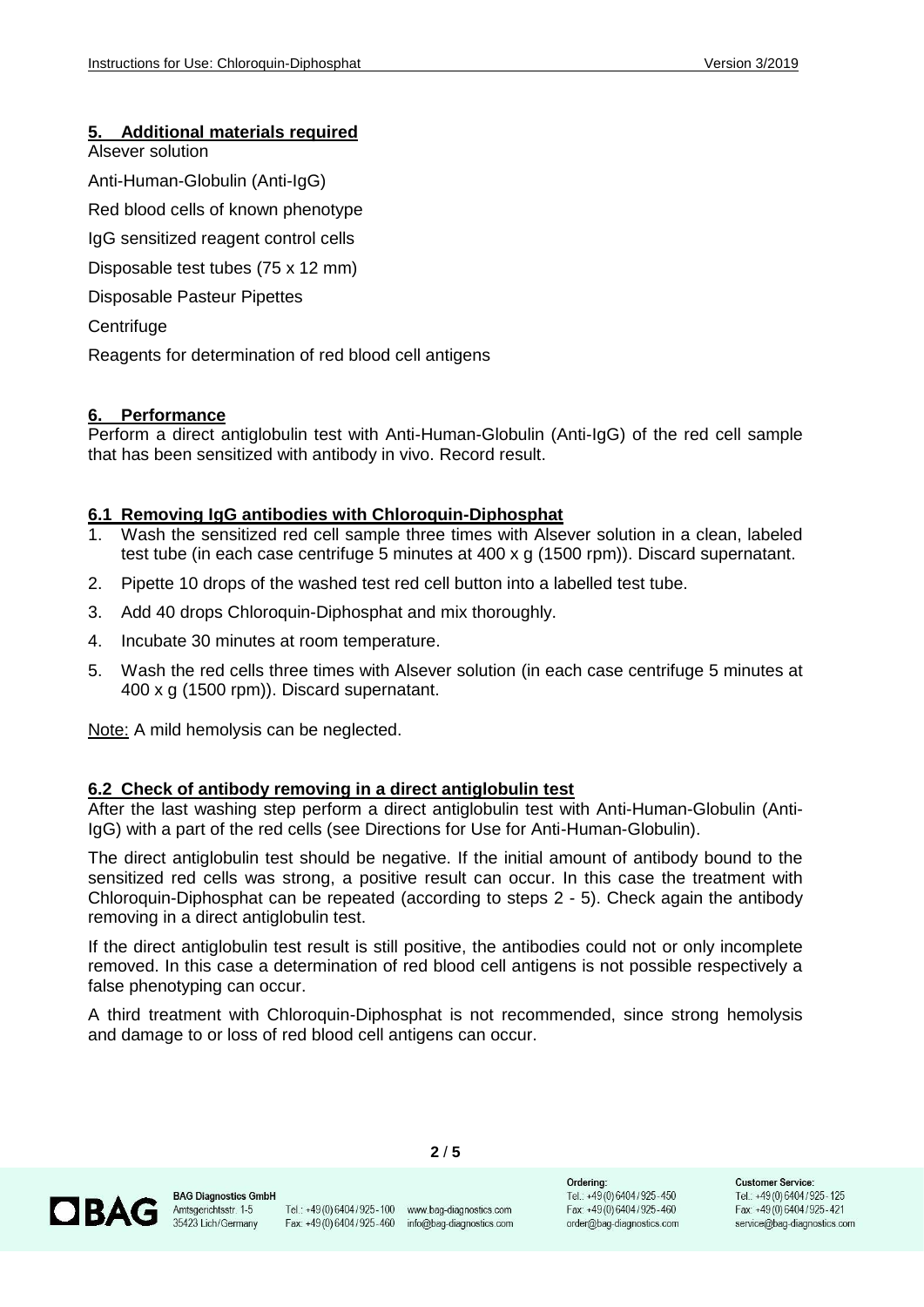## 5. Additional materials required

Alsever solution

Anti-Human-Globulin (Anti-IgG)

Red blood cells of known phenotype

IgG sensitized reagent control cells

Disposable test tubes (75 x 12 mm)

Disposable Pasteur Pipettes

Centrifuge

Reagents for determination of red blood cell antigens

## 6. Performance

Perform a direct antiglobulin test with Anti-Human-Globulin (Anti-IgG) of the red cell sample that has been sensitized with antibody in vivo. Record result.

### 6.1 Removing IgG antibodies with Chloroquin-Diphosphat

1. Wash the sensitized red cell sample three times with Alsever solution in a clean, labeled test tube (in each case centrifuge 5 minutes at 400 x g (1500 rpm)). Discard supernatant.
2. Pipette 10 drops of the washed test red cell button into a labelled test tube.
3. Add 40 drops Chloroquin-Diphosphat and mix thoroughly.
4. Incubate 30 minutes at room temperature.
5. Wash the red cells three times with Alsever solution (in each case centrifuge 5 minutes at 400 x g (1500 rpm)). Discard supernatant.

Note: A mild hemolysis can be neglected.

### 6.2 Check of antibody removing in a direct antiglobulin test

After the last washing step perform a direct antiglobulin test with Anti-Human-Globulin (Anti-IgG) with a part of the red cells (see Directions for Use for Anti-Human-Globulin).

The direct antiglobulin test should be negative. If the initial amount of antibody bound to the sensitized red cells was strong, a positive result can occur. In this case the treatment with Chloroquin-Diphosphat can be repeated (according to steps 2 - 5). Check again the antibody removing in a direct antiglobulin test.

If the direct antiglobulin test result is still positive, the antibodies could not or only incomplete removed. In this case a determination of red blood cell antigens is not possible respectively a false phenotyping can occur.

A third treatment with Chloroquin-Diphosphat is not recommended, since strong hemolysis and damage to or loss of red blood cell antigens can occur.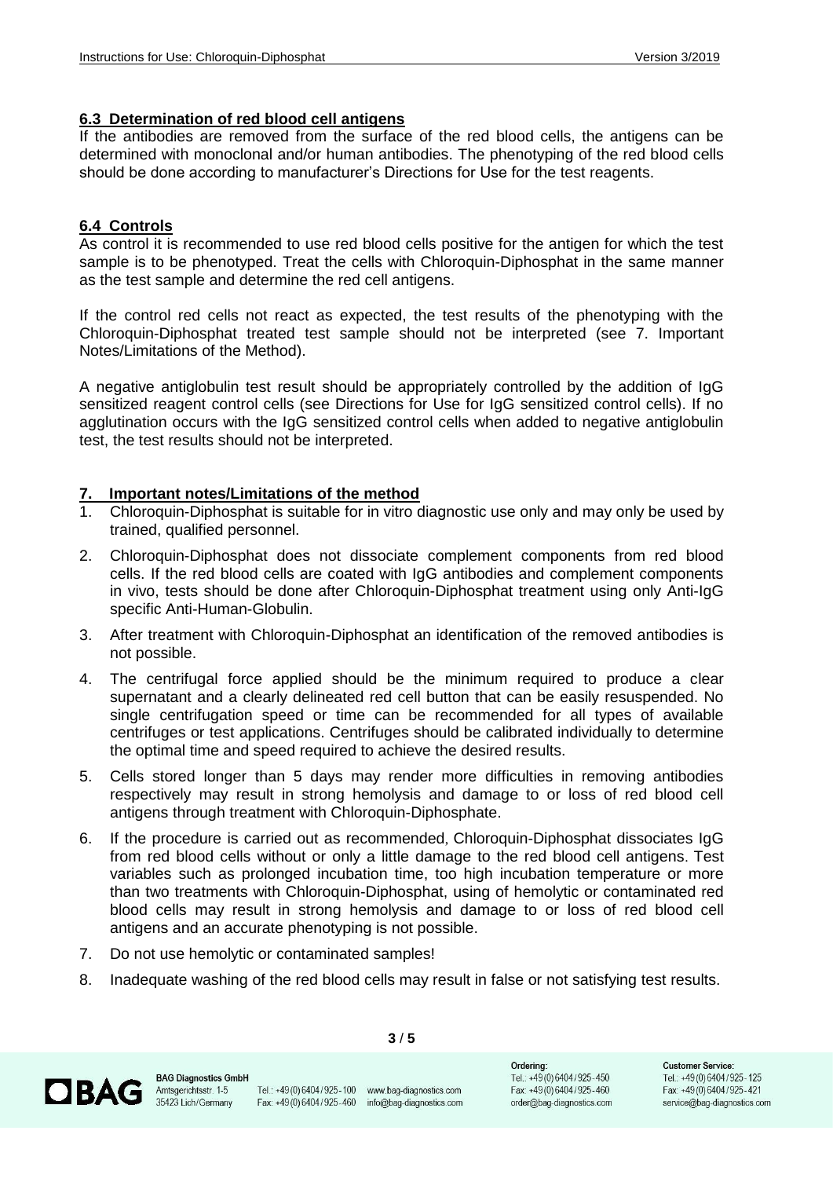## 6.3 Determination of red blood cell antigens

If the antibodies are removed from the surface of the red blood cells, the antigens can be determined with monoclonal and/or human antibodies. The phenotyping of the red blood cells should be done according to manufacturer's Directions for Use for the test reagents.

## 6.4 Controls

As control it is recommended to use red blood cells positive for the antigen for which the test sample is to be phenotyped. Treat the cells with Chloroquin-Diphosphat in the same manner as the test sample and determine the red cell antigens.

If the control red cells not react as expected, the test results of the phenotyping with the Chloroquin-Diphosphat treated test sample should not be interpreted (see 7. Important Notes/Limitations of the Method).

A negative antiglobulin test result should be appropriately controlled by the addition of IgG sensitized reagent control cells (see Directions for Use for IgG sensitized control cells). If no agglutination occurs with the IgG sensitized control cells when added to negative antiglobulin test, the test results should not be interpreted.

## 7. Important notes/Limitations of the method

1. Chloroquin-Diphosphat is suitable for in vitro diagnostic use only and may only be used by trained, qualified personnel.
2. Chloroquin-Diphosphat does not dissociate complement components from red blood cells. If the red blood cells are coated with IgG antibodies and complement components in vivo, tests should be done after Chloroquin-Diphosphat treatment using only Anti-IgG specific Anti-Human-Globulin.
3. After treatment with Chloroquin-Diphosphat an identification of the removed antibodies is not possible.
4. The centrifugal force applied should be the minimum required to produce a clear supernatant and a clearly delineated red cell button that can be easily resuspended. No single centrifugation speed or time can be recommended for all types of available centrifuges or test applications. Centrifuges should be calibrated individually to determine the optimal time and speed required to achieve the desired results.
5. Cells stored longer than 5 days may render more difficulties in removing antibodies respectively may result in strong hemolysis and damage to or loss of red blood cell antigens through treatment with Chloroquin-Diphosphate.
6. If the procedure is carried out as recommended, Chloroquin-Diphosphat dissociates IgG from red blood cells without or only a little damage to the red blood cell antigens. Test variables such as prolonged incubation time, too high incubation temperature or more than two treatments with Chloroquin-Diphosphat, using of hemolytic or contaminated red blood cells may result in strong hemolysis and damage to or loss of red blood cell antigens and an accurate phenotyping is not possible.
7. Do not use hemolytic or contaminated samples!
8. Inadequate washing of the red blood cells may result in false or not satisfying test results.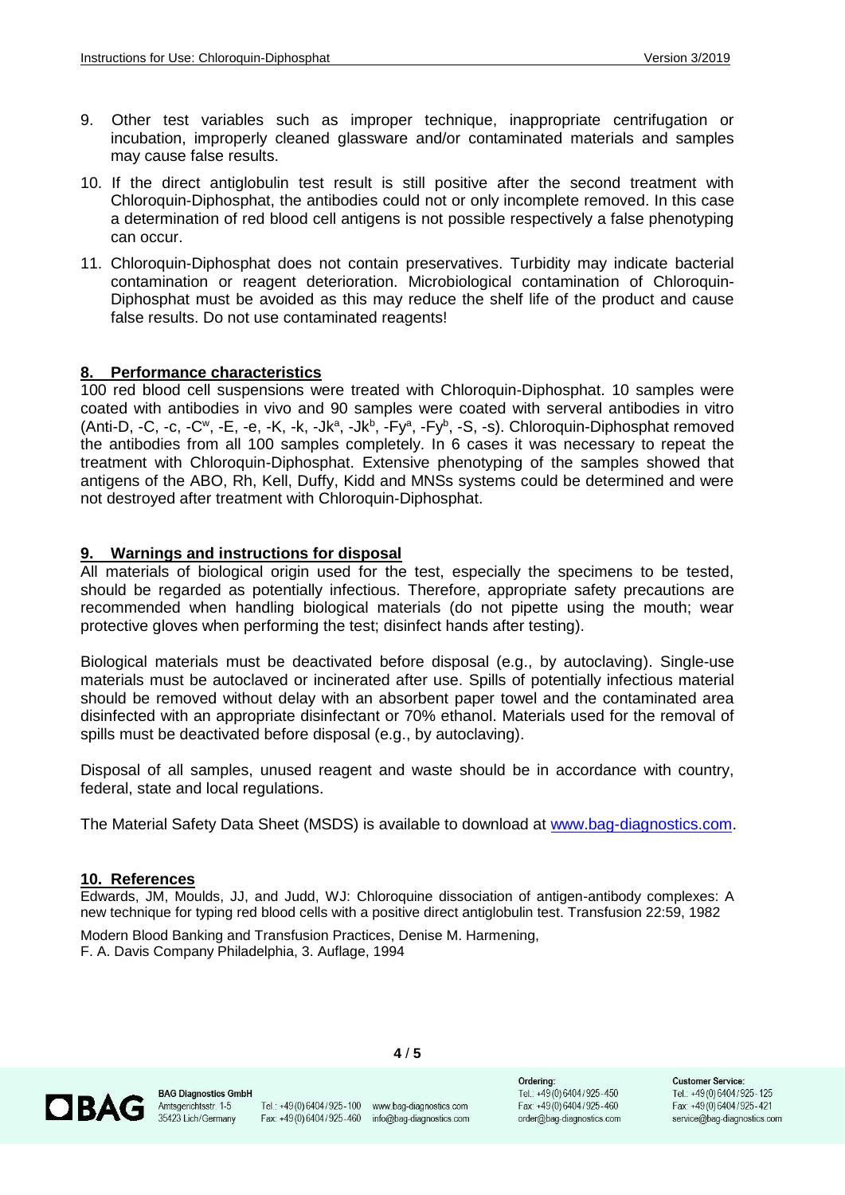9. Other test variables such as improper technique, inappropriate centrifugation or incubation, improperly cleaned glassware and/or contaminated materials and samples may cause false results.
10. If the direct antiglobulin test result is still positive after the second treatment with Chloroquin-Diphosphat, the antibodies could not or only incomplete removed. In this case a determination of red blood cell antigens is not possible respectively a false phenotyping can occur.
11. Chloroquin-Diphosphat does not contain preservatives. Turbidity may indicate bacterial contamination or reagent deterioration. Microbiological contamination of Chloroquin-Diphosphat must be avoided as this may reduce the shelf life of the product and cause false results. Do not use contaminated reagents!

## 8. Performance characteristics

100 red blood cell suspensions were treated with Chloroquin-Diphosphat. 10 samples were coated with antibodies in vivo and 90 samples were coated with serveral antibodies in vitro (Anti-D, -C, -c, -$C^w$, -E, -e, -K, -k, -$Jk^a$, -$Jk^b$, -$Fy^a$, -$Fy^b$, -S, -s). Chloroquin-Diphosphat removed the antibodies from all 100 samples completely. In 6 cases it was necessary to repeat the treatment with Chloroquin-Diphosphat. Extensive phenotyping of the samples showed that antigens of the ABO, Rh, Kell, Duffy, Kidd and MNSs systems could be determined and were not destroyed after treatment with Chloroquin-Diphosphat.

## 9. Warnings and instructions for disposal

All materials of biological origin used for the test, especially the specimens to be tested, should be regarded as potentially infectious. Therefore, appropriate safety precautions are recommended when handling biological materials (do not pipette using the mouth; wear protective gloves when performing the test; disinfect hands after testing).

Biological materials must be deactivated before disposal (e.g., by autoclaving). Single-use materials must be autoclaved or incinerated after use. Spills of potentially infectious material should be removed without delay with an absorbent paper towel and the contaminated area disinfected with an appropriate disinfectant or 70% ethanol. Materials used for the removal of spills must be deactivated before disposal (e.g., by autoclaving).

Disposal of all samples, unused reagent and waste should be in accordance with country, federal, state and local regulations.

The Material Safety Data Sheet (MSDS) is available to download at www.bag-diagnostics.com.

## 10. References

Edwards, JM, Moulds, JJ, and Judd, WJ: Chloroquine dissociation of antigen-antibody complexes: A new technique for typing red blood cells with a positive direct antiglobulin test. Transfusion 22:59, 1982

Modern Blood Banking and Transfusion Practices, Denise M. Harmening, F. A. Davis Company Philadelphia, 3. Auflage, 1994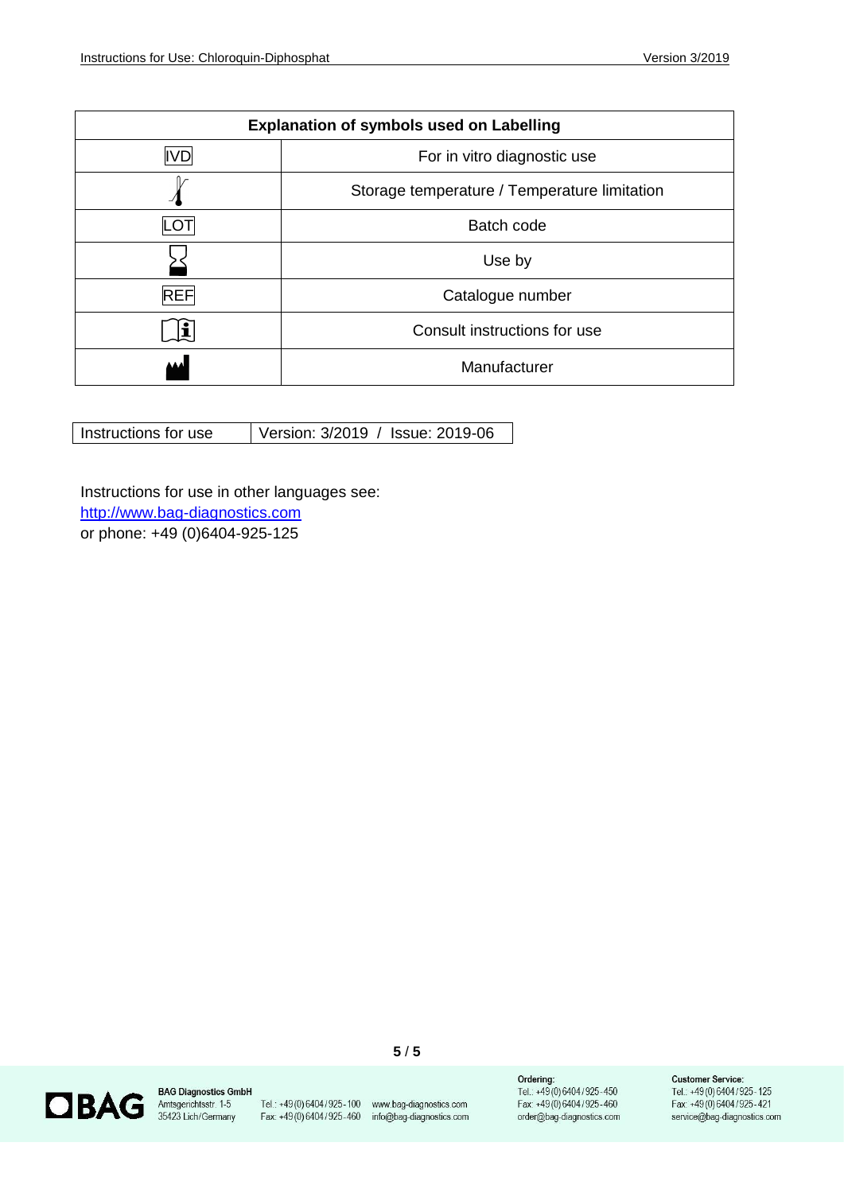| Explanation of symbols used on Labelling | |
|---|---|
| IVD | For in vitro diagnostic use |
| | Storage temperature / Temperature limitation |
| LOT | Batch code |
| | Use by |
| REF | Catalogue number |
| | Consult instructions for use |
| | Manufacturer |

| Instructions for use | Version: 3/2019 / Issue: 2019-06 |
|---|---|

Instructions for use in other languages see:
http://www.bag-diagnostics.com
or phone: +49 (0)6404-925-125

**BAG Diagnostics GmbH**
Amtsgerichtsstr. 1-5
35423 Lich/Germany

Tel.: +49 (0) 6404 / 925 - 100
Fax: +49 (0) 6404 / 925 - 460

www.bag-diagnostics.com
info@bag-diagnostics.com

**Ordering:**
Tel.: +49 (0) 6404 / 925 - 450
Fax: +49 (0) 6404 / 925 - 460
order@bag-diagnostics.com

**Customer Service:**
Tel.: +49 (0) 6404 / 925 - 125
Fax: +49 (0) 6404 / 925 - 421
service@bag-diagnostics.com